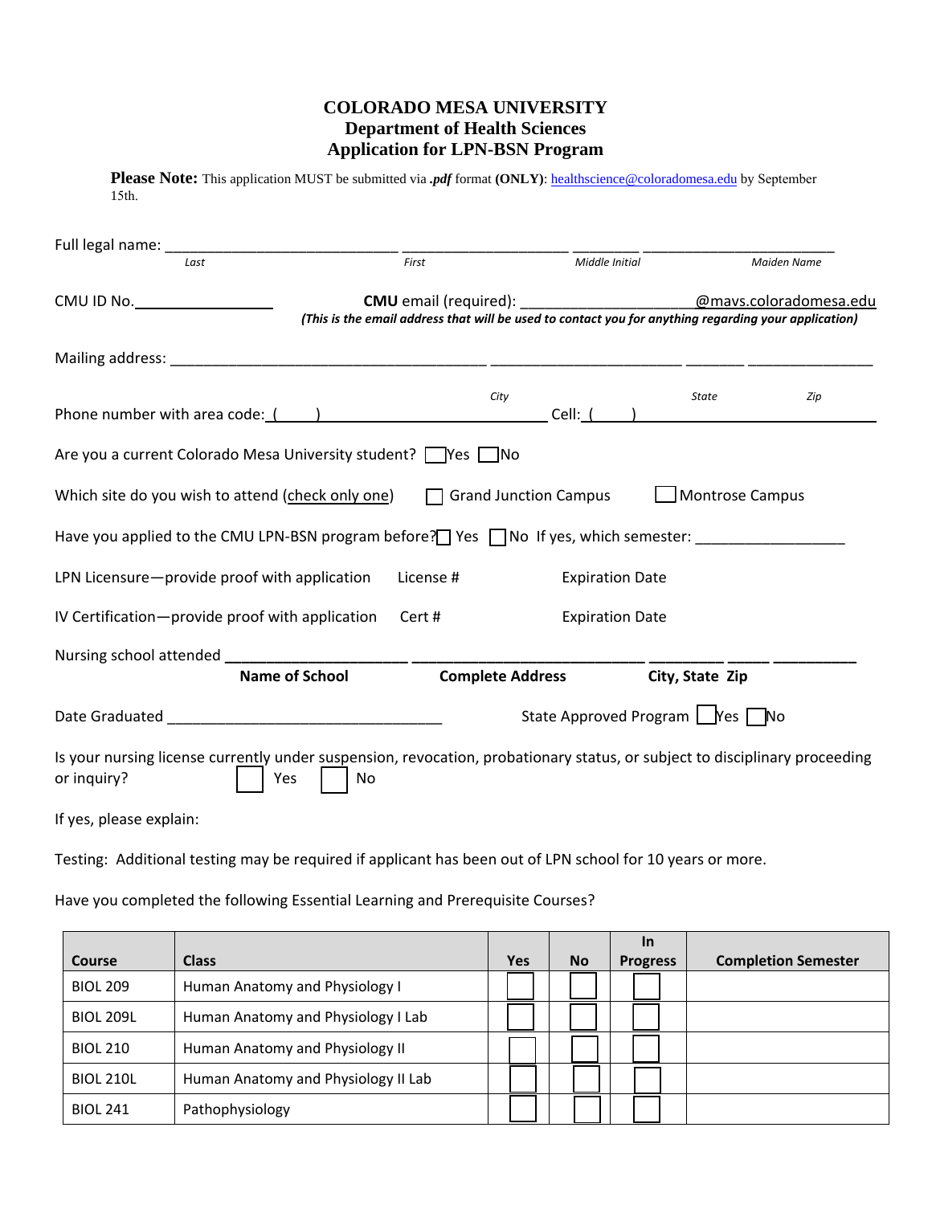# COLORADO MESA UNIVERSITY
## Department of Health Sciences
## Application for LPN-BSN Program

**Please Note:** This application MUST be submitted via ***.pdf*** format **(ONLY)**: healthscience@coloradomesa.edu by September 15th.

Full legal name: ____________________________ ____________________ ________ ________________________
*Last* *First* *Middle Initial* *Maiden Name*

CMU ID No.________________ **CMU** email (required): ____________________@mavs.coloradomesa.edu
***(This is the email address that will be used to contact you for anything regarding your application)***

Mailing address: ________________________________________ ________________________ ________ ________________
*City* *State* *Zip*

Phone number with area code: (____) ________________________ Cell: (____) ________________________

Are you a current Colorado Mesa University student? ☐ Yes ☐ No

Which site do you wish to attend (check only one) ☐ Grand Junction Campus ☐ Montrose Campus

Have you applied to the CMU LPN-BSN program before? ☐ Yes ☐ No If yes, which semester: __________________

LPN Licensure—provide proof with application License # Expiration Date

IV Certification—provide proof with application Cert # Expiration Date

Nursing school attended ______________________ ____________________________ _________ _____ __________
**Name of School** **Complete Address** **City, State Zip**

Date Graduated __________________________________ State Approved Program ☐ Yes ☐ No

Is your nursing license currently under suspension, revocation, probationary status, or subject to disciplinary proceeding or inquiry? ☐ Yes ☐ No

If yes, please explain:

Testing: Additional testing may be required if applicant has been out of LPN school for 10 years or more.

Have you completed the following Essential Learning and Prerequisite Courses?

| Course | Class | Yes | No | In Progress | Completion Semester |
|---|---|---|---|---|---|
| BIOL 209 | Human Anatomy and Physiology I | ☐ | ☐ | ☐ | |
| BIOL 209L | Human Anatomy and Physiology I Lab | ☐ | ☐ | ☐ | |
| BIOL 210 | Human Anatomy and Physiology II | ☐ | ☐ | ☐ | |
| BIOL 210L | Human Anatomy and Physiology II Lab | ☐ | ☐ | ☐ | |
| BIOL 241 | Pathophysiology | ☐ | ☐ | ☐ | |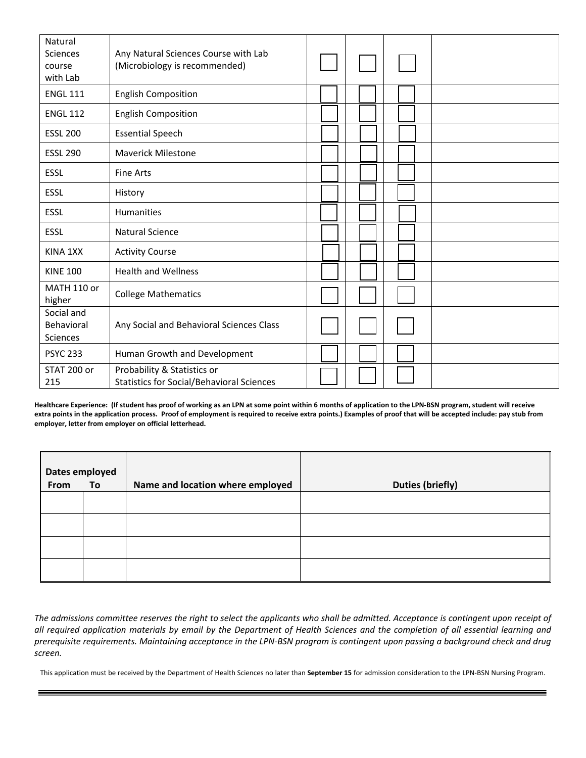| | | | | | |
|---|---|---|---|---|---|
| Natural Sciences course with Lab | Any Natural Sciences Course with Lab (Microbiology is recommended) | ☐ | ☐ | ☐ | |
| ENGL 111 | English Composition | ☐ | ☐ | ☐ | |
| ENGL 112 | English Composition | ☐ | ☐ | ☐ | |
| ESSL 200 | Essential Speech | ☐ | ☐ | ☐ | |
| ESSL 290 | Maverick Milestone | ☐ | ☐ | ☐ | |
| ESSL | Fine Arts | ☐ | ☐ | ☐ | |
| ESSL | History | ☐ | ☐ | ☐ | |
| ESSL | Humanities | ☐ | ☐ | ☐ | |
| ESSL | Natural Science | ☐ | ☐ | ☐ | |
| KINA 1XX | Activity Course | ☐ | ☐ | ☐ | |
| KINE 100 | Health and Wellness | ☐ | ☐ | ☐ | |
| MATH 110 or higher | College Mathematics | ☐ | ☐ | ☐ | |
| Social and Behavioral Sciences | Any Social and Behavioral Sciences Class | ☐ | ☐ | ☐ | |
| PSYC 233 | Human Growth and Development | ☐ | ☐ | ☐ | |
| STAT 200 or 215 | Probability & Statistics or Statistics for Social/Behavioral Sciences | ☐ | ☐ | ☐ | |

**Healthcare Experience: (If student has proof of working as an LPN at some point within 6 months of application to the LPN-BSN program, student will receive extra points in the application process. Proof of employment is required to receive extra points.) Examples of proof that will be accepted include: pay stub from employer, letter from employer on official letterhead.**

| Dates employed From | To | Name and location where employed | Duties (briefly) |
|---|---|---|---|
| | | | |
| | | | |
| | | | |
| | | | |

*The admissions committee reserves the right to select the applicants who shall be admitted. Acceptance is contingent upon receipt of all required application materials by email by the Department of Health Sciences and the completion of all essential learning and prerequisite requirements. Maintaining acceptance in the LPN-BSN program is contingent upon passing a background check and drug screen.*

This application must be received by the Department of Health Sciences no later than **September 15** for admission consideration to the LPN-BSN Nursing Program.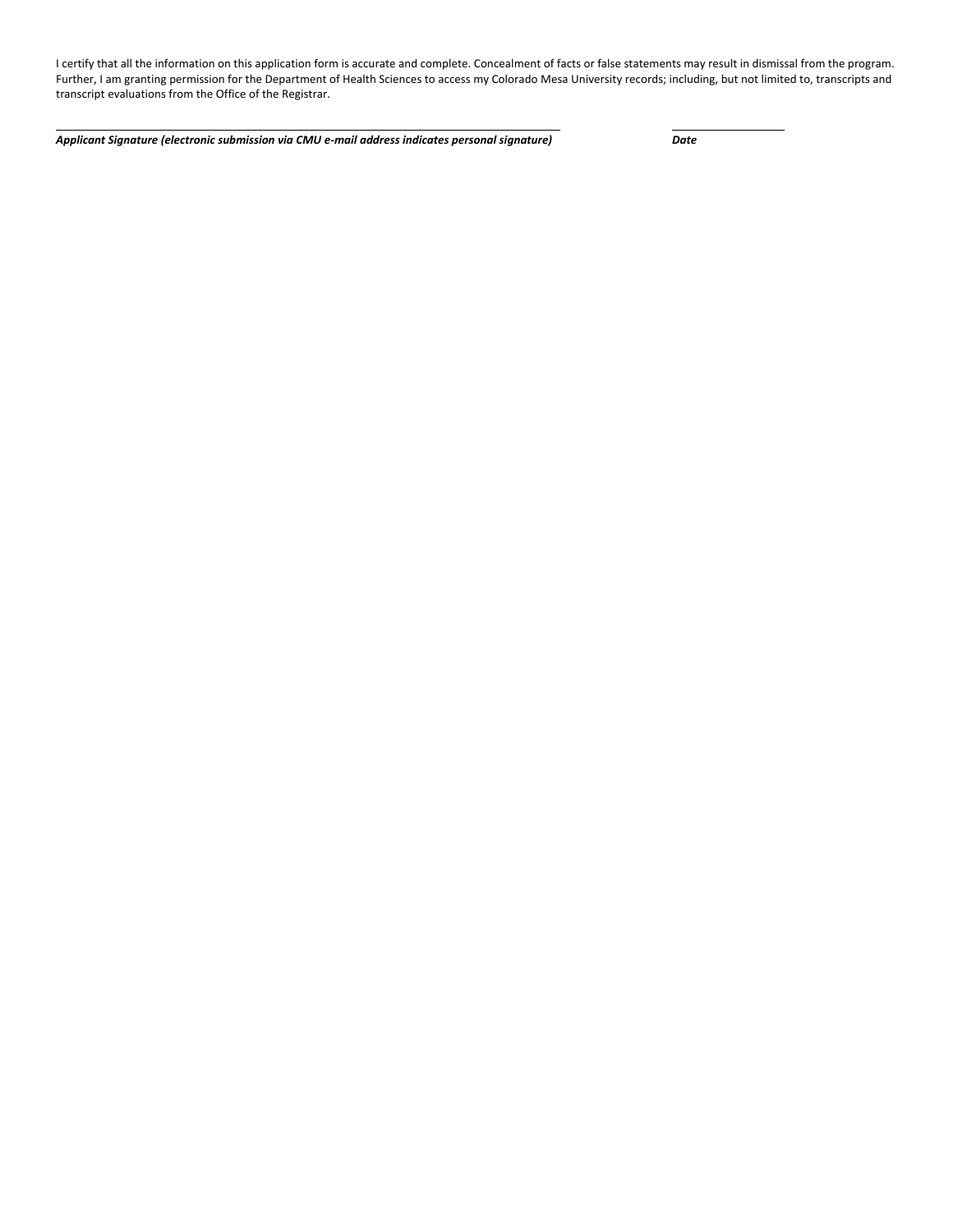I certify that all the information on this application form is accurate and complete. Concealment of facts or false statements may result in dismissal from the program. Further, I am granting permission for the Department of Health Sciences to access my Colorado Mesa University records; including, but not limited to, transcripts and transcript evaluations from the Office of the Registrar.

_______________________________________________ _______________

***Applicant Signature (electronic submission via CMU e-mail address indicates personal signature)*** ***Date***